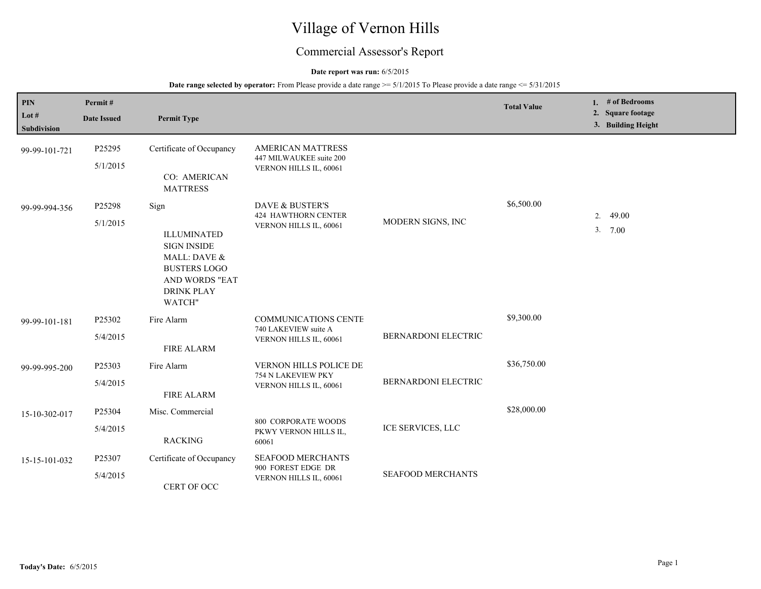# Village of Vernon Hills

## Commercial Assessor's Report

**Date report was run:** 6/5/2015

**Date range selected by operator:** From Please provide a date range >= 5/1/2015 To Please provide a date range <= 5/31/2015

| PIN / Lot # / Subdivision | Permit # / Date Issued | Permit Type | | | Total Value | 1. # of Bedrooms 2. Square footage 3. Building Height |
|---|---|---|---|---|---|---|
| 99-99-101-721 | P25295 5/1/2015 | Certificate of Occupancy<br>CO: AMERICAN MATTRESS | AMERICAN MATTRESS<br>447 MILWAUKEE suite 200<br>VERNON HILLS IL, 60061 | | | |
| 99-99-994-356 | P25298 5/1/2015 | Sign<br>ILLUMINATED SIGN INSIDE MALL: DAVE & BUSTERS LOGO AND WORDS "EAT DRINK PLAY WATCH" | DAVE & BUSTER'S<br>424 HAWTHORN CENTER<br>VERNON HILLS IL, 60061 | MODERN SIGNS, INC | $6,500.00 | 2. 49.00<br>3. 7.00 |
| 99-99-101-181 | P25302 5/4/2015 | Fire Alarm<br>FIRE ALARM | COMMUNICATIONS CENTE<br>740 LAKEVIEW suite A<br>VERNON HILLS IL, 60061 | BERNARDONI ELECTRIC | $9,300.00 | |
| 99-99-995-200 | P25303 5/4/2015 | Fire Alarm<br>FIRE ALARM | VERNON HILLS POLICE DE<br>754 N LAKEVIEW PKY<br>VERNON HILLS IL, 60061 | BERNARDONI ELECTRIC | $36,750.00 | |
| 15-10-302-017 | P25304 5/4/2015 | Misc. Commercial<br>RACKING | 800 CORPORATE WOODS PKWY VERNON HILLS IL, 60061 | ICE SERVICES, LLC | $28,000.00 | |
| 15-15-101-032 | P25307 5/4/2015 | Certificate of Occupancy<br>CERT OF OCC | SEAFOOD MERCHANTS<br>900 FOREST EDGE DR<br>VERNON HILLS IL, 60061 | SEAFOOD MERCHANTS | | |

**Today's Date:** 6/5/2015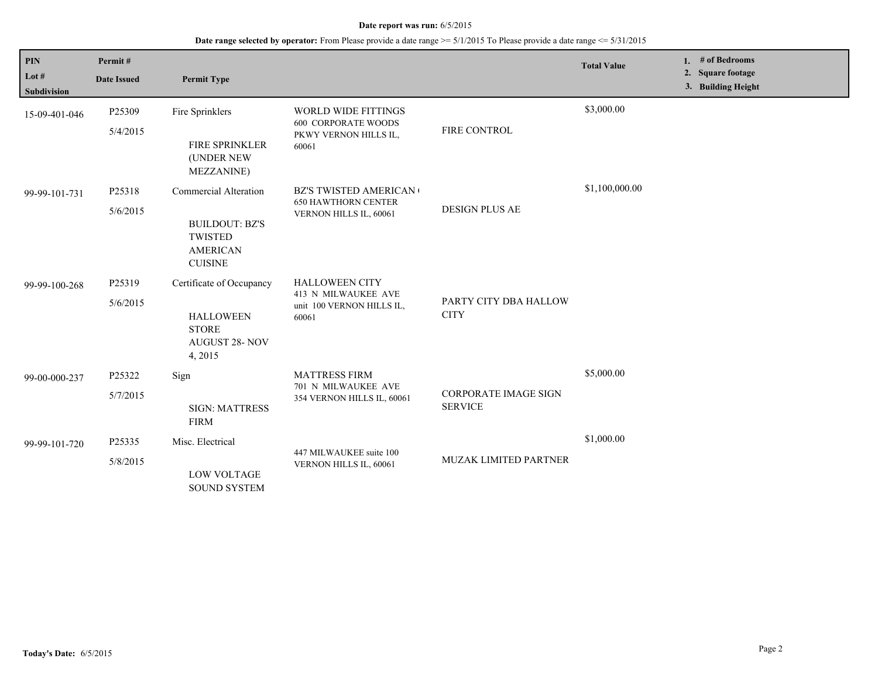**Date report was run:** 6/5/2015

**Date range selected by operator:** From Please provide a date range >= 5/1/2015 To Please provide a date range <= 5/31/2015

| PIN<br>Lot #<br>Subdivision | Permit #<br>Date Issued | Permit Type | | | Total Value | 1. # of Bedrooms<br>2. Square footage<br>3. Building Height |
|---|---|---|---|---|---|---|
| 15-09-401-046 | P25309<br>5/4/2015 | Fire Sprinklers<br>FIRE SPRINKLER (UNDER NEW MEZZANINE) | WORLD WIDE FITTINGS<br>600 CORPORATE WOODS PKWY VERNON HILLS IL, 60061 | FIRE CONTROL | $3,000.00 | |
| 99-99-101-731 | P25318<br>5/6/2015 | Commercial Alteration<br>BUILDOUT: BZ'S TWISTED AMERICAN CUISINE | BZ'S TWISTED AMERICAN (<br>650 HAWTHORN CENTER VERNON HILLS IL, 60061 | DESIGN PLUS AE | $1,100,000.00 | |
| 99-99-100-268 | P25319<br>5/6/2015 | Certificate of Occupancy<br>HALLOWEEN STORE AUGUST 28- NOV 4, 2015 | HALLOWEEN CITY<br>413 N MILWAUKEE AVE unit 100 VERNON HILLS IL, 60061 | PARTY CITY DBA HALLOW CITY | | |
| 99-00-000-237 | P25322<br>5/7/2015 | Sign<br>SIGN: MATTRESS FIRM | MATTRESS FIRM<br>701 N MILWAUKEE AVE 354 VERNON HILLS IL, 60061 | CORPORATE IMAGE SIGN SERVICE | $5,000.00 | |
| 99-99-101-720 | P25335<br>5/8/2015 | Misc. Electrical<br>LOW VOLTAGE SOUND SYSTEM | 447 MILWAUKEE suite 100 VERNON HILLS IL, 60061 | MUZAK LIMITED PARTNER | $1,000.00 | |

**Today's Date:** 6/5/2015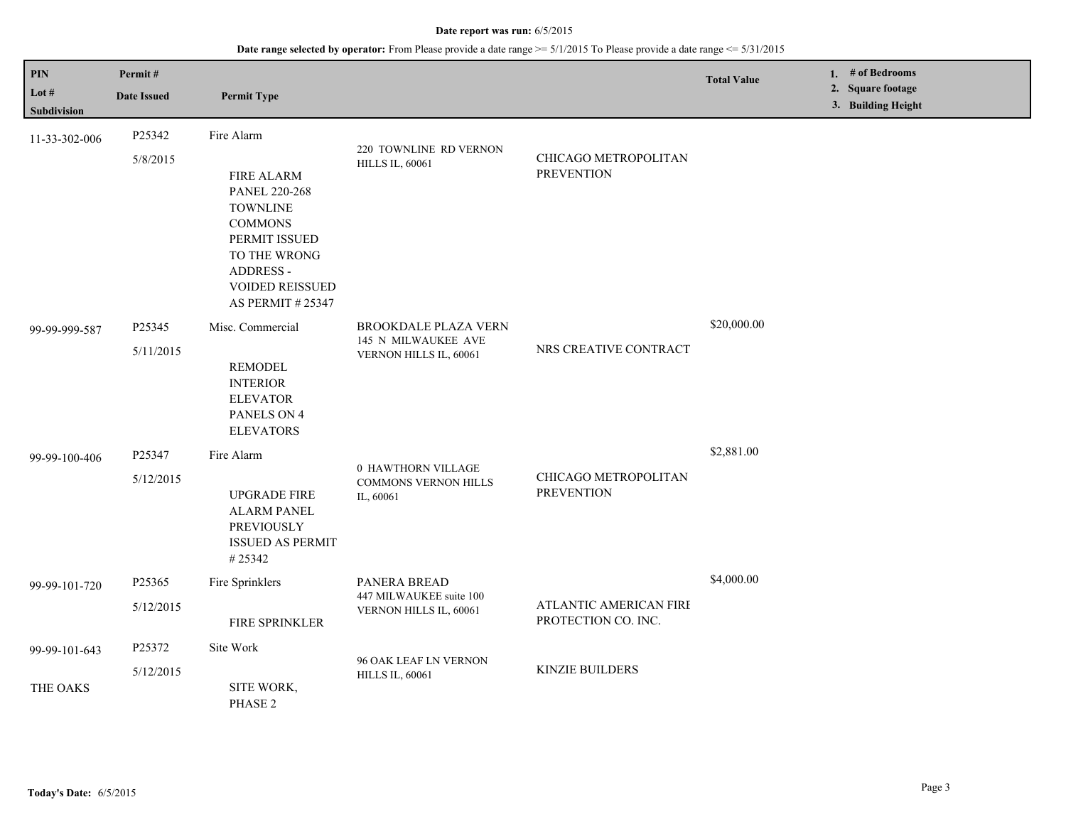**Date report was run:** 6/5/2015

**Date range selected by operator:** From Please provide a date range >= 5/1/2015 To Please provide a date range <= 5/31/2015

| PIN<br>Lot #<br>Subdivision | Permit #<br>Date Issued | Permit Type | | | Total Value | 1. # of Bedrooms<br>2. Square footage<br>3. Building Height |
|---|---|---|---|---|---|---|
| 11-33-302-006 | P25342<br>5/8/2015 | Fire Alarm<br><br>FIRE ALARM PANEL 220-268 TOWNLINE COMMONS PERMIT ISSUED TO THE WRONG ADDRESS - VOIDED REISSUED AS PERMIT # 25347 | 220 TOWNLINE RD VERNON HILLS IL, 60061 | CHICAGO METROPOLITAN PREVENTION | | |
| 99-99-999-587 | P25345<br>5/11/2015 | Misc. Commercial<br><br>REMODEL INTERIOR ELEVATOR PANELS ON 4 ELEVATORS | BROOKDALE PLAZA VERN<br>145 N MILWAUKEE AVE VERNON HILLS IL, 60061 | NRS CREATIVE CONTRACT | $20,000.00 | |
| 99-99-100-406 | P25347<br>5/12/2015 | Fire Alarm<br><br>UPGRADE FIRE ALARM PANEL PREVIOUSLY ISSUED AS PERMIT # 25342 | 0 HAWTHORN VILLAGE COMMONS VERNON HILLS IL, 60061 | CHICAGO METROPOLITAN PREVENTION | $2,881.00 | |
| 99-99-101-720 | P25365<br>5/12/2015 | Fire Sprinklers<br><br>FIRE SPRINKLER | PANERA BREAD<br>447 MILWAUKEE suite 100 VERNON HILLS IL, 60061 | ATLANTIC AMERICAN FIRE PROTECTION CO. INC. | $4,000.00 | |
| 99-99-101-643<br><br>THE OAKS | P25372<br>5/12/2015 | Site Work<br><br>SITE WORK, PHASE 2 | 96 OAK LEAF LN VERNON HILLS IL, 60061 | KINZIE BUILDERS | | |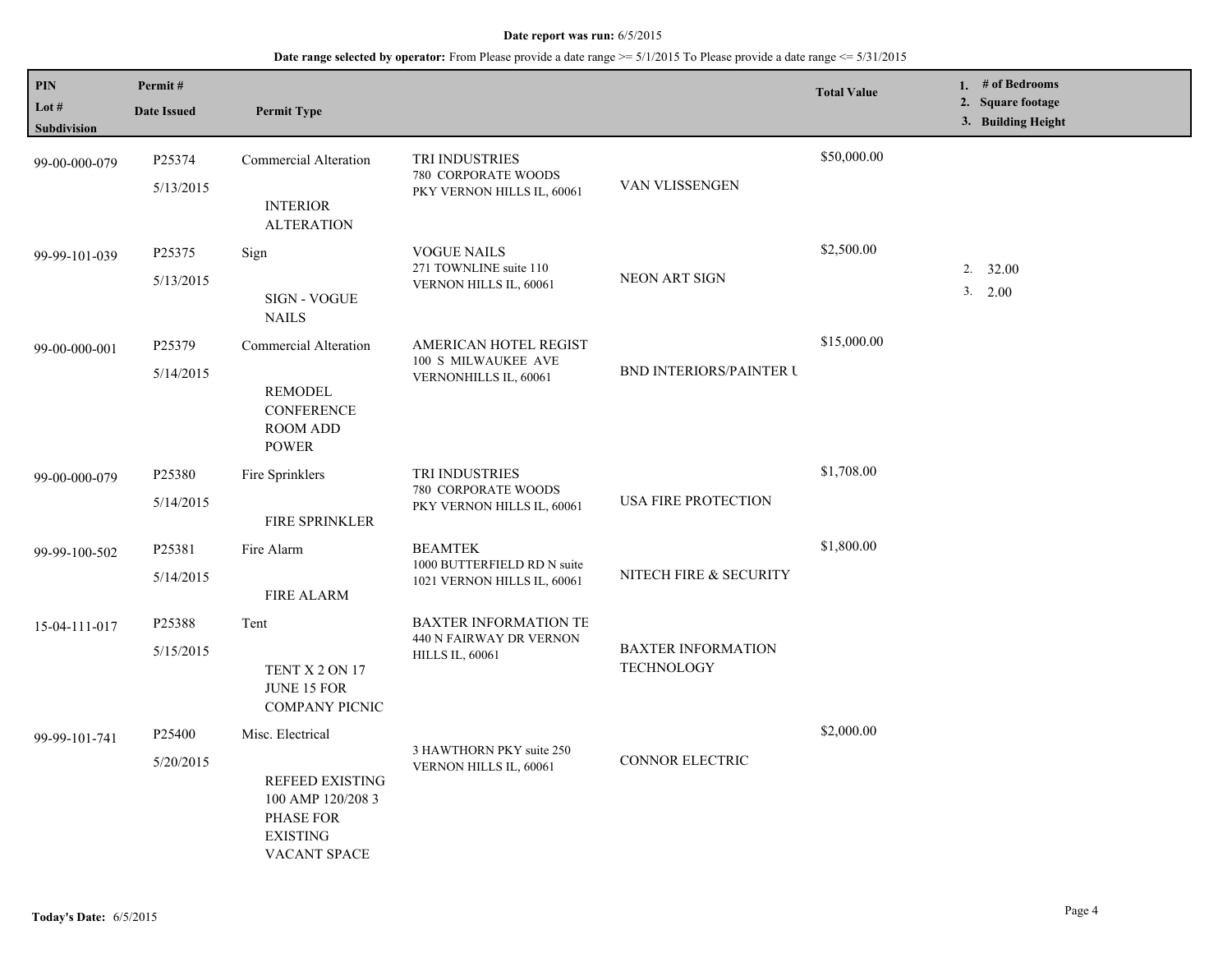**Date report was run:** 6/5/2015

**Date range selected by operator:** From Please provide a date range >= 5/1/2015 To Please provide a date range <= 5/31/2015

| PIN / Lot # / Subdivision | Permit # / Date Issued | Permit Type | | | Total Value | 1. # of Bedrooms 2. Square footage 3. Building Height |
|---|---|---|---|---|---|---|
| 99-00-000-079 | P25374 5/13/2015 | Commercial Alteration INTERIOR ALTERATION | TRI INDUSTRIES 780 CORPORATE WOODS PKY VERNON HILLS IL, 60061 | VAN VLISSENGEN | $50,000.00 | |
| 99-99-101-039 | P25375 5/13/2015 | Sign SIGN - VOGUE NAILS | VOGUE NAILS 271 TOWNLINE suite 110 VERNON HILLS IL, 60061 | NEON ART SIGN | $2,500.00 | 2. 32.00 3. 2.00 |
| 99-00-000-001 | P25379 5/14/2015 | Commercial Alteration REMODEL CONFERENCE ROOM ADD POWER | AMERICAN HOTEL REGIST 100 S MILWAUKEE AVE VERNONHILLS IL, 60061 | BND INTERIORS/PAINTER U | $15,000.00 | |
| 99-00-000-079 | P25380 5/14/2015 | Fire Sprinklers FIRE SPRINKLER | TRI INDUSTRIES 780 CORPORATE WOODS PKY VERNON HILLS IL, 60061 | USA FIRE PROTECTION | $1,708.00 | |
| 99-99-100-502 | P25381 5/14/2015 | Fire Alarm FIRE ALARM | BEAMTEK 1000 BUTTERFIELD RD N suite 1021 VERNON HILLS IL, 60061 | NITECH FIRE & SECURITY | $1,800.00 | |
| 15-04-111-017 | P25388 5/15/2015 | Tent TENT X 2 ON 17 JUNE 15 FOR COMPANY PICNIC | BAXTER INFORMATION TE 440 N FAIRWAY DR VERNON HILLS IL, 60061 | BAXTER INFORMATION TECHNOLOGY | | |
| 99-99-101-741 | P25400 5/20/2015 | Misc. Electrical REFEED EXISTING 100 AMP 120/208 3 PHASE FOR EXISTING VACANT SPACE | 3 HAWTHORN PKY suite 250 VERNON HILLS IL, 60061 | CONNOR ELECTRIC | $2,000.00 | |

**Today's Date:** 6/5/2015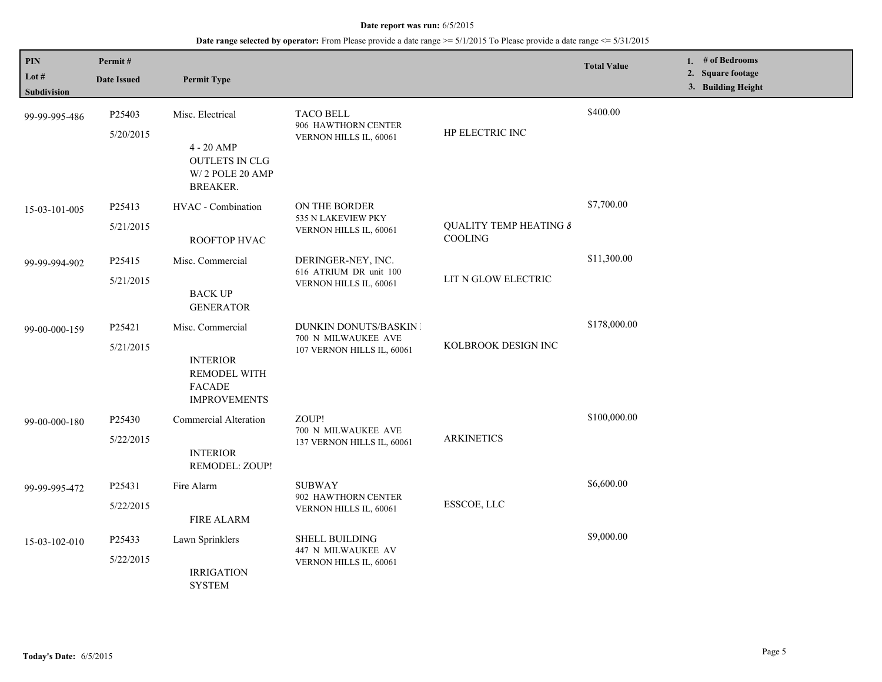**Date report was run:** 6/5/2015

**Date range selected by operator:** From Please provide a date range >= 5/1/2015 To Please provide a date range <= 5/31/2015

| PIN / Lot # / Subdivision | Permit # / Date Issued | Permit Type | | | Total Value | 1. # of Bedrooms 2. Square footage 3. Building Height |
|---|---|---|---|---|---|---|
| 99-99-995-486 | P25403 5/20/2015 | Misc. Electrical 4 - 20 AMP OUTLETS IN CLG W/ 2 POLE 20 AMP BREAKER. | TACO BELL 906 HAWTHORN CENTER VERNON HILLS IL, 60061 | HP ELECTRIC INC | $400.00 | |
| 15-03-101-005 | P25413 5/21/2015 | HVAC - Combination ROOFTOP HVAC | ON THE BORDER 535 N LAKEVIEW PKY VERNON HILLS IL, 60061 | QUALITY TEMP HEATING & COOLING | $7,700.00 | |
| 99-99-994-902 | P25415 5/21/2015 | Misc. Commercial BACK UP GENERATOR | DERINGER-NEY, INC. 616 ATRIUM DR unit 100 VERNON HILLS IL, 60061 | LIT N GLOW ELECTRIC | $11,300.00 | |
| 99-00-000-159 | P25421 5/21/2015 | Misc. Commercial INTERIOR REMODEL WITH FACADE IMPROVEMENTS | DUNKIN DONUTS/BASKIN 700 N MILWAUKEE AVE 107 VERNON HILLS IL, 60061 | KOLBROOK DESIGN INC | $178,000.00 | |
| 99-00-000-180 | P25430 5/22/2015 | Commercial Alteration INTERIOR REMODEL: ZOUP! | ZOUP! 700 N MILWAUKEE AVE 137 VERNON HILLS IL, 60061 | ARKINETICS | $100,000.00 | |
| 99-99-995-472 | P25431 5/22/2015 | Fire Alarm FIRE ALARM | SUBWAY 902 HAWTHORN CENTER VERNON HILLS IL, 60061 | ESSCOE, LLC | $6,600.00 | |
| 15-03-102-010 | P25433 5/22/2015 | Lawn Sprinklers IRRIGATION SYSTEM | SHELL BUILDING 447 N MILWAUKEE AV VERNON HILLS IL, 60061 | | $9,000.00 | |

**Today's Date:** 6/5/2015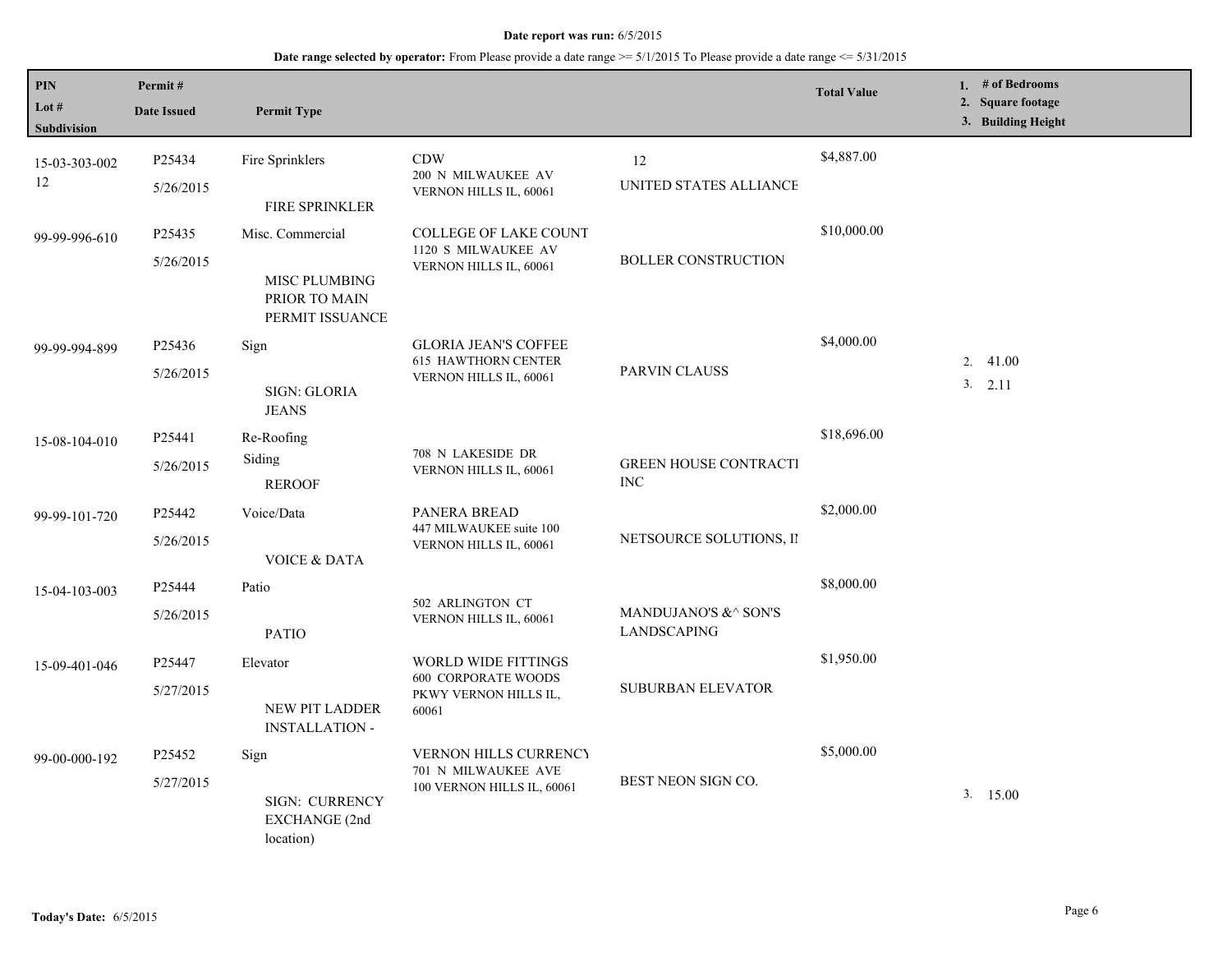**Date report was run:** 6/5/2015

**Date range selected by operator:** From Please provide a date range >= 5/1/2015 To Please provide a date range <= 5/31/2015

| PIN / Lot # / Subdivision | Permit # / Date Issued | Permit Type | | | Total Value | 1. # of Bedrooms 2. Square footage 3. Building Height |
|---|---|---|---|---|---|---|
| 15-03-303-002 12 | P25434 5/26/2015 | Fire Sprinklers FIRE SPRINKLER | CDW 200 N MILWAUKEE AV VERNON HILLS IL, 60061 | 12 UNITED STATES ALLIANCE | $4,887.00 | |
| 99-99-996-610 | P25435 5/26/2015 | Misc. Commercial MISC PLUMBING PRIOR TO MAIN PERMIT ISSUANCE | COLLEGE OF LAKE COUNT 1120 S MILWAUKEE AV VERNON HILLS IL, 60061 | BOLLER CONSTRUCTION | $10,000.00 | |
| 99-99-994-899 | P25436 5/26/2015 | Sign SIGN: GLORIA JEANS | GLORIA JEAN'S COFFEE 615 HAWTHORN CENTER VERNON HILLS IL, 60061 | PARVIN CLAUSS | $4,000.00 | 2. 41.00 3. 2.11 |
| 15-08-104-010 | P25441 5/26/2015 | Re-Roofing Siding REROOF | 708 N LAKESIDE DR VERNON HILLS IL, 60061 | GREEN HOUSE CONTRACTI INC | $18,696.00 | |
| 99-99-101-720 | P25442 5/26/2015 | Voice/Data VOICE & DATA | PANERA BREAD 447 MILWAUKEE suite 100 VERNON HILLS IL, 60061 | NETSOURCE SOLUTIONS, IN | $2,000.00 | |
| 15-04-103-003 | P25444 5/26/2015 | Patio PATIO | 502 ARLINGTON CT VERNON HILLS IL, 60061 | MANDUJANO'S &^ SON'S LANDSCAPING | $8,000.00 | |
| 15-09-401-046 | P25447 5/27/2015 | Elevator NEW PIT LADDER INSTALLATION - | WORLD WIDE FITTINGS 600 CORPORATE WOODS PKWY VERNON HILLS IL, 60061 | SUBURBAN ELEVATOR | $1,950.00 | |
| 99-00-000-192 | P25452 5/27/2015 | Sign SIGN: CURRENCY EXCHANGE (2nd location) | VERNON HILLS CURRENCY 701 N MILWAUKEE AVE 100 VERNON HILLS IL, 60061 | BEST NEON SIGN CO. | $5,000.00 | 3. 15.00 |

**Today's Date:** 6/5/2015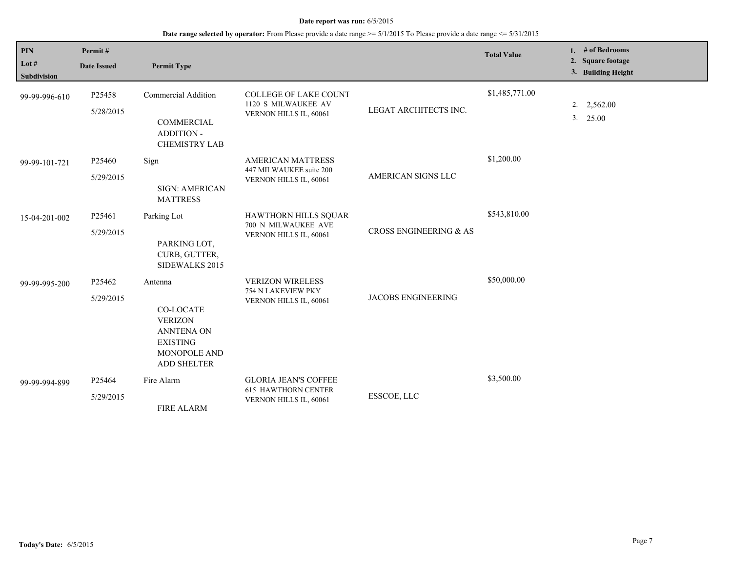**Date report was run:** 6/5/2015

**Date range selected by operator:** From Please provide a date range >= 5/1/2015 To Please provide a date range <= 5/31/2015

| PIN<br>Lot #<br>Subdivision | Permit #<br>Date Issued | Permit Type | | | Total Value | 1. # of Bedrooms<br>2. Square footage<br>3. Building Height |
|---|---|---|---|---|---|---|
| 99-99-996-610 | P25458<br>5/28/2015 | Commercial Addition<br>COMMERCIAL ADDITION - CHEMISTRY LAB | COLLEGE OF LAKE COUNT<br>1120 S MILWAUKEE AV<br>VERNON HILLS IL, 60061 | LEGAT ARCHITECTS INC. | $1,485,771.00 | 2. 2,562.00<br>3. 25.00 |
| 99-99-101-721 | P25460<br>5/29/2015 | Sign<br>SIGN: AMERICAN MATTRESS | AMERICAN MATTRESS<br>447 MILWAUKEE suite 200<br>VERNON HILLS IL, 60061 | AMERICAN SIGNS LLC | $1,200.00 | |
| 15-04-201-002 | P25461<br>5/29/2015 | Parking Lot<br>PARKING LOT, CURB, GUTTER, SIDEWALKS 2015 | HAWTHORN HILLS SQUAR<br>700 N MILWAUKEE AVE<br>VERNON HILLS IL, 60061 | CROSS ENGINEERING & AS | $543,810.00 | |
| 99-99-995-200 | P25462<br>5/29/2015 | Antenna<br>CO-LOCATE VERIZON ANNTENA ON EXISTING MONOPOLE AND ADD SHELTER | VERIZON WIRELESS<br>754 N LAKEVIEW PKY<br>VERNON HILLS IL, 60061 | JACOBS ENGINEERING | $50,000.00 | |
| 99-99-994-899 | P25464<br>5/29/2015 | Fire Alarm<br>FIRE ALARM | GLORIA JEAN'S COFFEE<br>615 HAWTHORN CENTER<br>VERNON HILLS IL, 60061 | ESSCOE, LLC | $3,500.00 | |

**Today's Date:** 6/5/2015